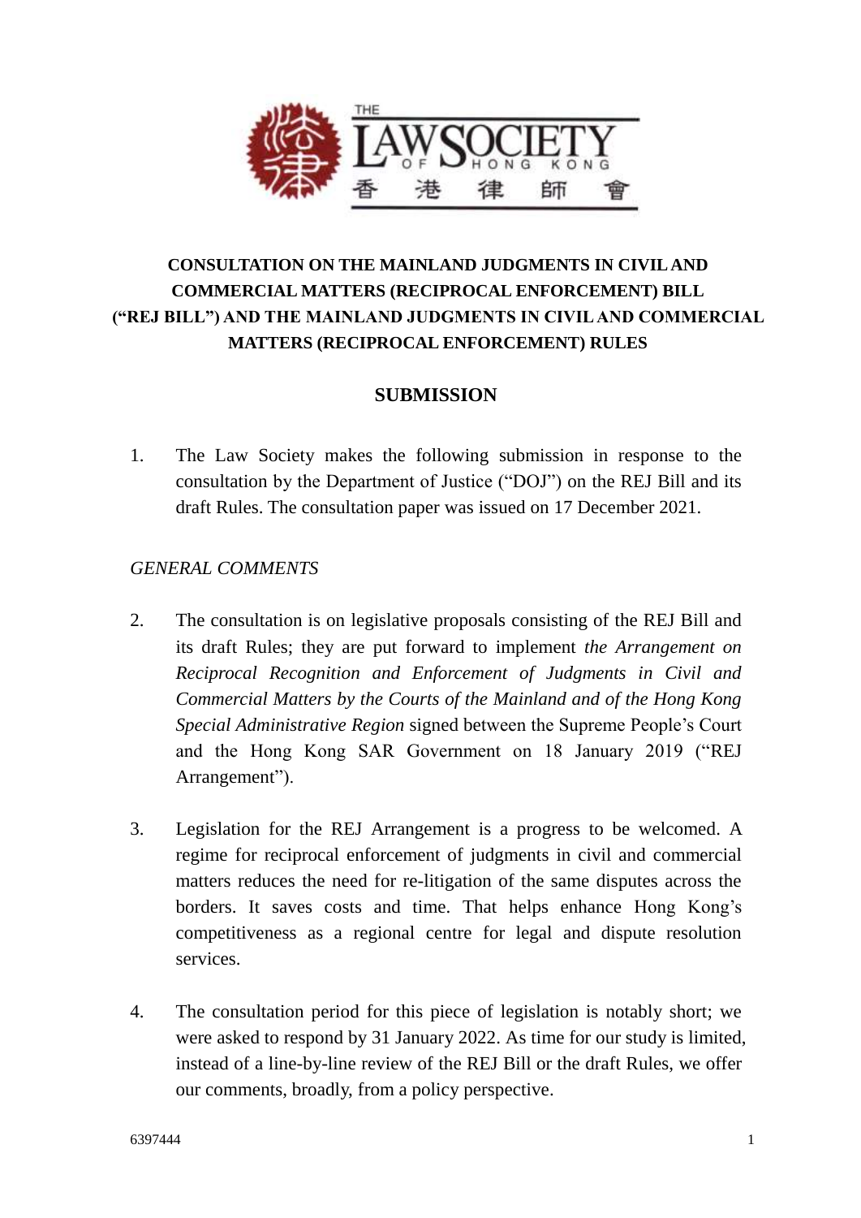**CONSULTATION ON THE MAINLAND JUDGMENTS IN CIVIL AND COMMERCIAL MATTERS (RECIPROCAL ENFORCEMENT) BILL ("REJ BILL") AND THE MAINLAND JUDGMENTS IN CIVIL AND COMMERCIAL MATTERS (RECIPROCAL ENFORCEMENT) RULES**

## SUBMISSION

1. The Law Society makes the following submission in response to the consultation by the Department of Justice ("DOJ") on the REJ Bill and its draft Rules. The consultation paper was issued on 17 December 2021.

*GENERAL COMMENTS*

2. The consultation is on legislative proposals consisting of the REJ Bill and its draft Rules; they are put forward to implement *the Arrangement on Reciprocal Recognition and Enforcement of Judgments in Civil and Commercial Matters by the Courts of the Mainland and of the Hong Kong Special Administrative Region* signed between the Supreme People's Court and the Hong Kong SAR Government on 18 January 2019 ("REJ Arrangement").

3. Legislation for the REJ Arrangement is a progress to be welcomed. A regime for reciprocal enforcement of judgments in civil and commercial matters reduces the need for re-litigation of the same disputes across the borders. It saves costs and time. That helps enhance Hong Kong's competitiveness as a regional centre for legal and dispute resolution services.

4. The consultation period for this piece of legislation is notably short; we were asked to respond by 31 January 2022. As time for our study is limited, instead of a line-by-line review of the REJ Bill or the draft Rules, we offer our comments, broadly, from a policy perspective.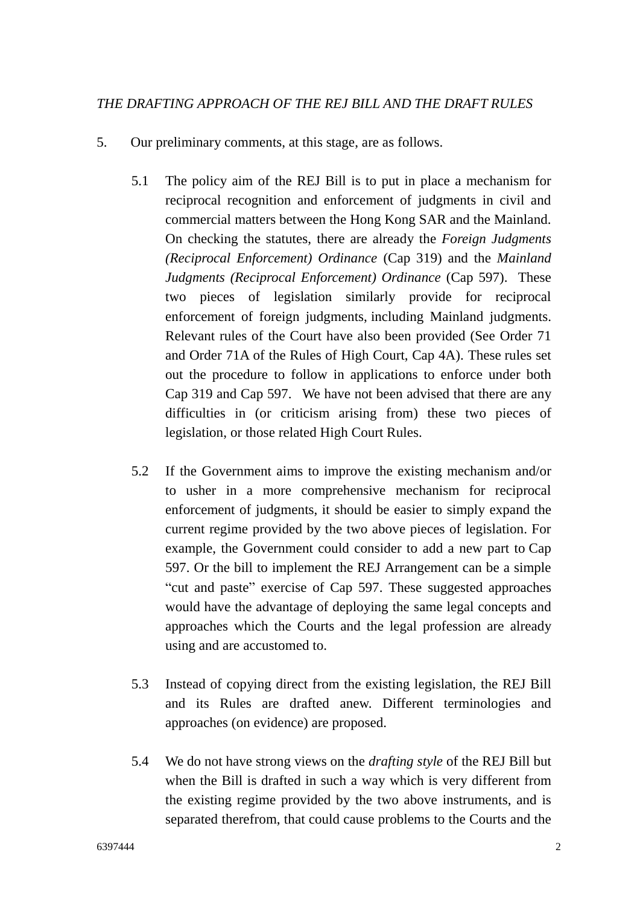*THE DRAFTING APPROACH OF THE REJ BILL AND THE DRAFT RULES*

5. Our preliminary comments, at this stage, are as follows.

   5.1 The policy aim of the REJ Bill is to put in place a mechanism for reciprocal recognition and enforcement of judgments in civil and commercial matters between the Hong Kong SAR and the Mainland. On checking the statutes, there are already the *Foreign Judgments (Reciprocal Enforcement) Ordinance* (Cap 319) and the *Mainland Judgments (Reciprocal Enforcement) Ordinance* (Cap 597). These two pieces of legislation similarly provide for reciprocal enforcement of foreign judgments, including Mainland judgments. Relevant rules of the Court have also been provided (See Order 71 and Order 71A of the Rules of High Court, Cap 4A). These rules set out the procedure to follow in applications to enforce under both Cap 319 and Cap 597. We have not been advised that there are any difficulties in (or criticism arising from) these two pieces of legislation, or those related High Court Rules.

   5.2 If the Government aims to improve the existing mechanism and/or to usher in a more comprehensive mechanism for reciprocal enforcement of judgments, it should be easier to simply expand the current regime provided by the two above pieces of legislation. For example, the Government could consider to add a new part to Cap 597. Or the bill to implement the REJ Arrangement can be a simple "cut and paste" exercise of Cap 597. These suggested approaches would have the advantage of deploying the same legal concepts and approaches which the Courts and the legal profession are already using and are accustomed to.

   5.3 Instead of copying direct from the existing legislation, the REJ Bill and its Rules are drafted anew. Different terminologies and approaches (on evidence) are proposed.

   5.4 We do not have strong views on the *drafting style* of the REJ Bill but when the Bill is drafted in such a way which is very different from the existing regime provided by the two above instruments, and is separated therefrom, that could cause problems to the Courts and the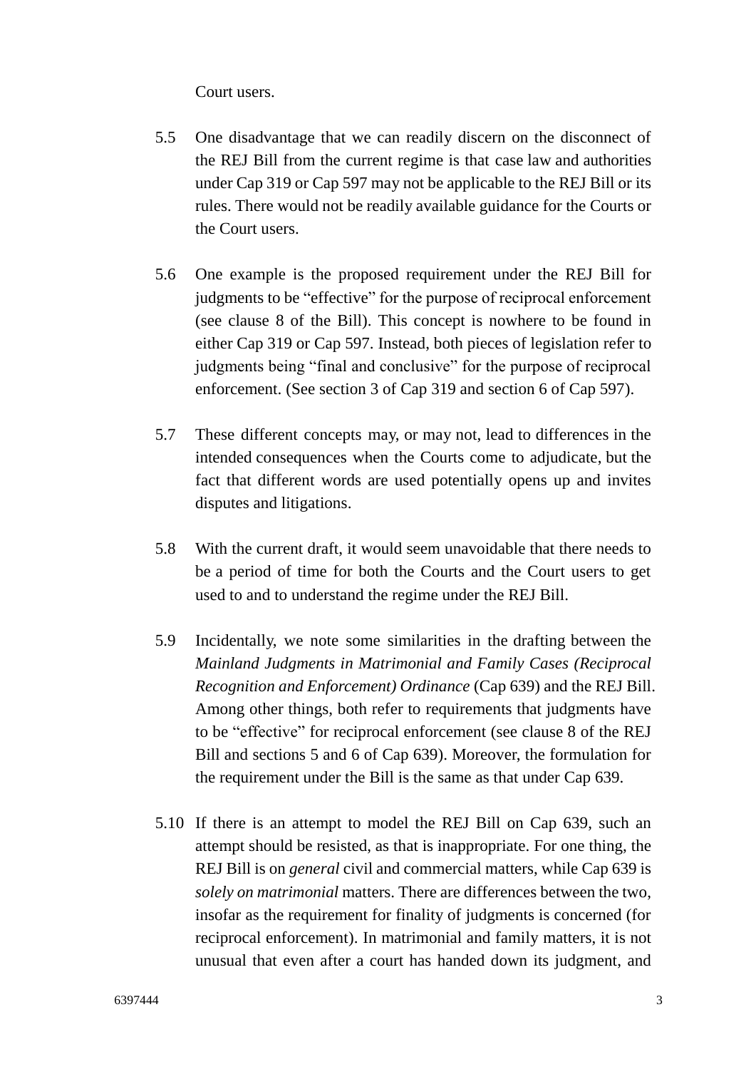Court users.

5.5 One disadvantage that we can readily discern on the disconnect of the REJ Bill from the current regime is that case law and authorities under Cap 319 or Cap 597 may not be applicable to the REJ Bill or its rules. There would not be readily available guidance for the Courts or the Court users.

5.6 One example is the proposed requirement under the REJ Bill for judgments to be "effective" for the purpose of reciprocal enforcement (see clause 8 of the Bill). This concept is nowhere to be found in either Cap 319 or Cap 597. Instead, both pieces of legislation refer to judgments being "final and conclusive" for the purpose of reciprocal enforcement. (See section 3 of Cap 319 and section 6 of Cap 597).

5.7 These different concepts may, or may not, lead to differences in the intended consequences when the Courts come to adjudicate, but the fact that different words are used potentially opens up and invites disputes and litigations.

5.8 With the current draft, it would seem unavoidable that there needs to be a period of time for both the Courts and the Court users to get used to and to understand the regime under the REJ Bill.

5.9 Incidentally, we note some similarities in the drafting between the *Mainland Judgments in Matrimonial and Family Cases (Reciprocal Recognition and Enforcement) Ordinance* (Cap 639) and the REJ Bill. Among other things, both refer to requirements that judgments have to be "effective" for reciprocal enforcement (see clause 8 of the REJ Bill and sections 5 and 6 of Cap 639). Moreover, the formulation for the requirement under the Bill is the same as that under Cap 639.

5.10 If there is an attempt to model the REJ Bill on Cap 639, such an attempt should be resisted, as that is inappropriate. For one thing, the REJ Bill is on *general* civil and commercial matters, while Cap 639 is *solely on matrimonial* matters. There are differences between the two, insofar as the requirement for finality of judgments is concerned (for reciprocal enforcement). In matrimonial and family matters, it is not unusual that even after a court has handed down its judgment, and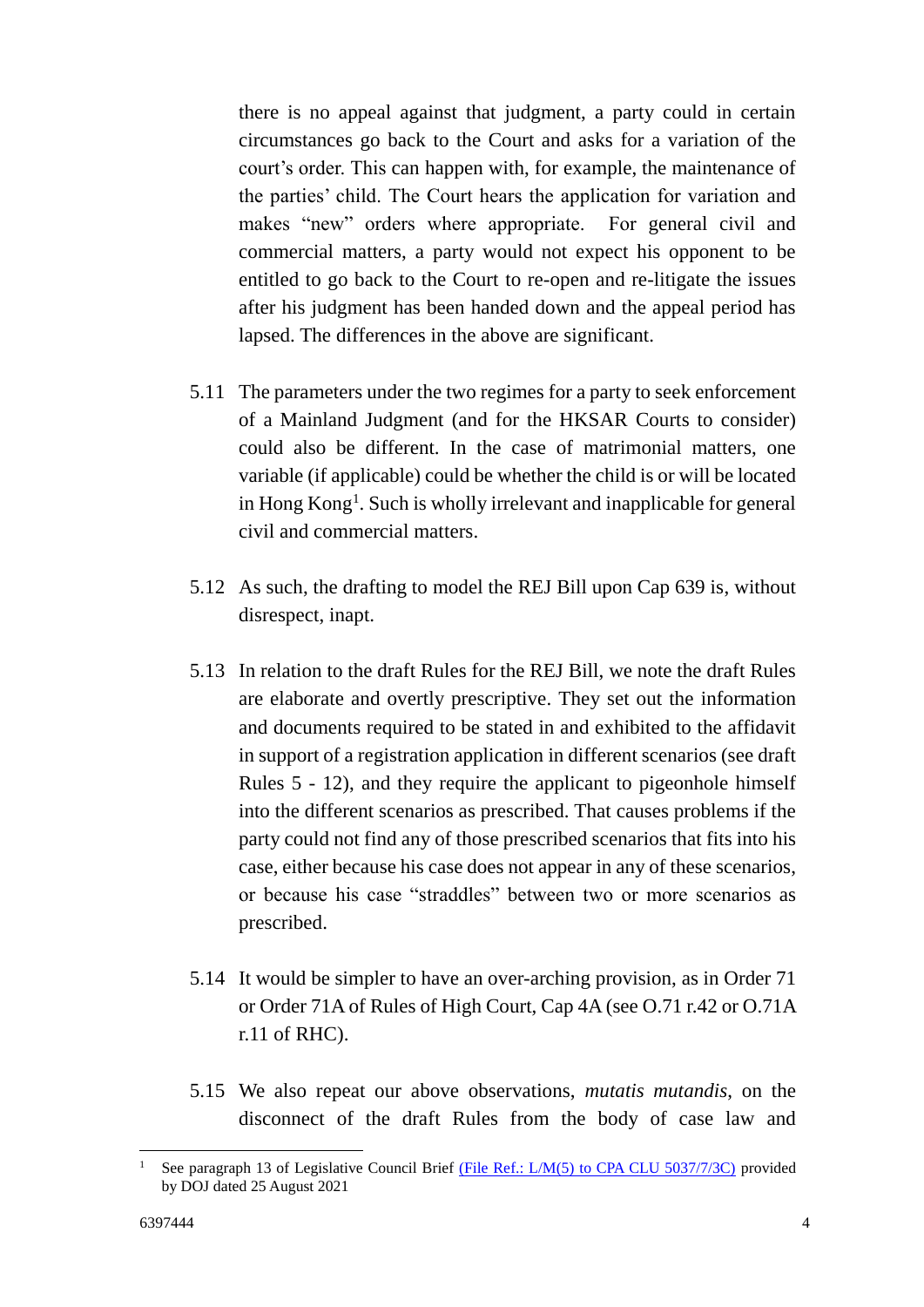there is no appeal against that judgment, a party could in certain circumstances go back to the Court and asks for a variation of the court's order. This can happen with, for example, the maintenance of the parties' child. The Court hears the application for variation and makes "new" orders where appropriate. For general civil and commercial matters, a party would not expect his opponent to be entitled to go back to the Court to re-open and re-litigate the issues after his judgment has been handed down and the appeal period has lapsed. The differences in the above are significant.

5.11 The parameters under the two regimes for a party to seek enforcement of a Mainland Judgment (and for the HKSAR Courts to consider) could also be different. In the case of matrimonial matters, one variable (if applicable) could be whether the child is or will be located in Hong Kong[1]. Such is wholly irrelevant and inapplicable for general civil and commercial matters.

5.12 As such, the drafting to model the REJ Bill upon Cap 639 is, without disrespect, inapt.

5.13 In relation to the draft Rules for the REJ Bill, we note the draft Rules are elaborate and overtly prescriptive. They set out the information and documents required to be stated in and exhibited to the affidavit in support of a registration application in different scenarios (see draft Rules 5 - 12), and they require the applicant to pigeonhole himself into the different scenarios as prescribed. That causes problems if the party could not find any of those prescribed scenarios that fits into his case, either because his case does not appear in any of these scenarios, or because his case "straddles" between two or more scenarios as prescribed.

5.14 It would be simpler to have an over-arching provision, as in Order 71 or Order 71A of Rules of High Court, Cap 4A (see O.71 r.42 or O.71A r.11 of RHC).

5.15 We also repeat our above observations, *mutatis mutandis*, on the disconnect of the draft Rules from the body of case law and

---

[1] See paragraph 13 of Legislative Council Brief (File Ref.: L/M(5) to CPA CLU 5037/7/3C) provided by DOJ dated 25 August 2021

6397444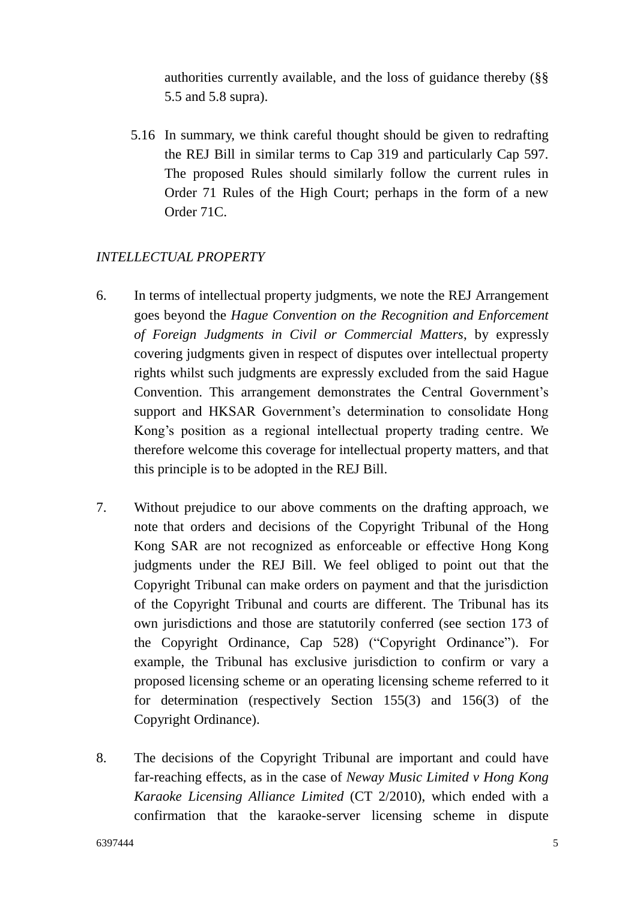authorities currently available, and the loss of guidance thereby (§§ 5.5 and 5.8 supra).

5.16 In summary, we think careful thought should be given to redrafting the REJ Bill in similar terms to Cap 319 and particularly Cap 597. The proposed Rules should similarly follow the current rules in Order 71 Rules of the High Court; perhaps in the form of a new Order 71C.

*INTELLECTUAL PROPERTY*

6. In terms of intellectual property judgments, we note the REJ Arrangement goes beyond the *Hague Convention on the Recognition and Enforcement of Foreign Judgments in Civil or Commercial Matters*, by expressly covering judgments given in respect of disputes over intellectual property rights whilst such judgments are expressly excluded from the said Hague Convention. This arrangement demonstrates the Central Government's support and HKSAR Government's determination to consolidate Hong Kong's position as a regional intellectual property trading centre. We therefore welcome this coverage for intellectual property matters, and that this principle is to be adopted in the REJ Bill.

7. Without prejudice to our above comments on the drafting approach, we note that orders and decisions of the Copyright Tribunal of the Hong Kong SAR are not recognized as enforceable or effective Hong Kong judgments under the REJ Bill. We feel obliged to point out that the Copyright Tribunal can make orders on payment and that the jurisdiction of the Copyright Tribunal and courts are different. The Tribunal has its own jurisdictions and those are statutorily conferred (see section 173 of the Copyright Ordinance, Cap 528) ("Copyright Ordinance"). For example, the Tribunal has exclusive jurisdiction to confirm or vary a proposed licensing scheme or an operating licensing scheme referred to it for determination (respectively Section 155(3) and 156(3) of the Copyright Ordinance).

8. The decisions of the Copyright Tribunal are important and could have far-reaching effects, as in the case of *Neway Music Limited v Hong Kong Karaoke Licensing Alliance Limited* (CT 2/2010), which ended with a confirmation that the karaoke-server licensing scheme in dispute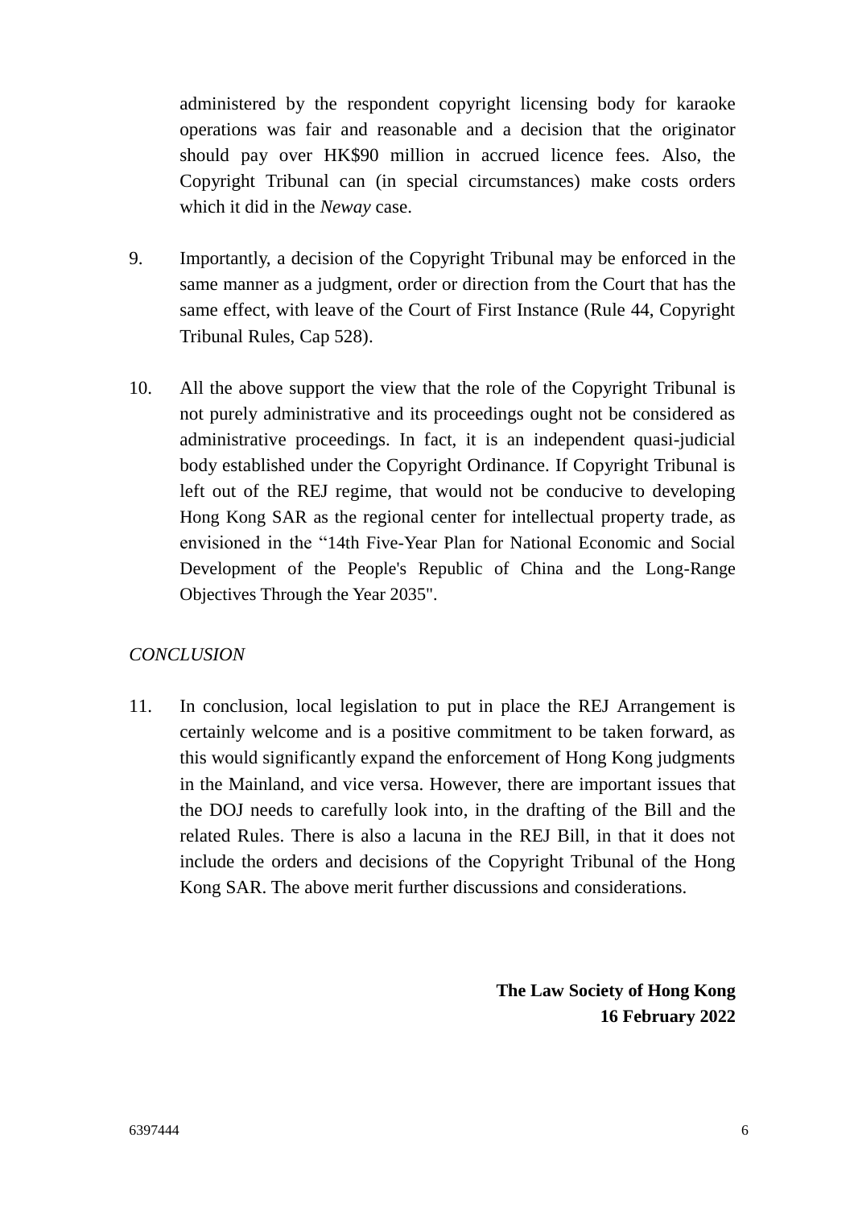administered by the respondent copyright licensing body for karaoke operations was fair and reasonable and a decision that the originator should pay over HK$90 million in accrued licence fees. Also, the Copyright Tribunal can (in special circumstances) make costs orders which it did in the *Neway* case.

9. Importantly, a decision of the Copyright Tribunal may be enforced in the same manner as a judgment, order or direction from the Court that has the same effect, with leave of the Court of First Instance (Rule 44, Copyright Tribunal Rules, Cap 528).

10. All the above support the view that the role of the Copyright Tribunal is not purely administrative and its proceedings ought not be considered as administrative proceedings. In fact, it is an independent quasi-judicial body established under the Copyright Ordinance. If Copyright Tribunal is left out of the REJ regime, that would not be conducive to developing Hong Kong SAR as the regional center for intellectual property trade, as envisioned in the "14th Five-Year Plan for National Economic and Social Development of the People's Republic of China and the Long-Range Objectives Through the Year 2035".

*CONCLUSION*

11. In conclusion, local legislation to put in place the REJ Arrangement is certainly welcome and is a positive commitment to be taken forward, as this would significantly expand the enforcement of Hong Kong judgments in the Mainland, and vice versa. However, there are important issues that the DOJ needs to carefully look into, in the drafting of the Bill and the related Rules. There is also a lacuna in the REJ Bill, in that it does not include the orders and decisions of the Copyright Tribunal of the Hong Kong SAR. The above merit further discussions and considerations.

**The Law Society of Hong Kong**
**16 February 2022**

6397444